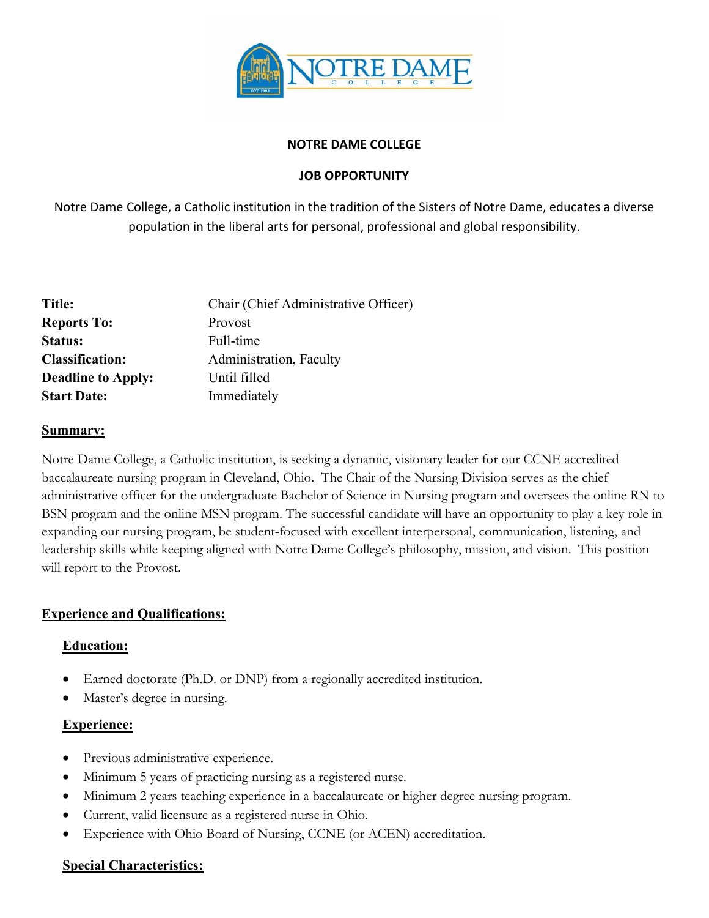# NOTRE DAME COLLEGE

## JOB OPPORTUNITY

Notre Dame College, a Catholic institution in the tradition of the Sisters of Notre Dame, educates a diverse population in the liberal arts for personal, professional and global responsibility.

| | |
|---|---|
| **Title:** | Chair (Chief Administrative Officer) |
| **Reports To:** | Provost |
| **Status:** | Full-time |
| **Classification:** | Administration, Faculty |
| **Deadline to Apply:** | Until filled |
| **Start Date:** | Immediately |

### Summary:

Notre Dame College, a Catholic institution, is seeking a dynamic, visionary leader for our CCNE accredited baccalaureate nursing program in Cleveland, Ohio. The Chair of the Nursing Division serves as the chief administrative officer for the undergraduate Bachelor of Science in Nursing program and oversees the online RN to BSN program and the online MSN program. The successful candidate will have an opportunity to play a key role in expanding our nursing program, be student-focused with excellent interpersonal, communication, listening, and leadership skills while keeping aligned with Notre Dame College's philosophy, mission, and vision. This position will report to the Provost.

### Experience and Qualifications:

#### Education:

- Earned doctorate (Ph.D. or DNP) from a regionally accredited institution.
- Master's degree in nursing.

#### Experience:

- Previous administrative experience.
- Minimum 5 years of practicing nursing as a registered nurse.
- Minimum 2 years teaching experience in a baccalaureate or higher degree nursing program.
- Current, valid licensure as a registered nurse in Ohio.
- Experience with Ohio Board of Nursing, CCNE (or ACEN) accreditation.

#### Special Characteristics: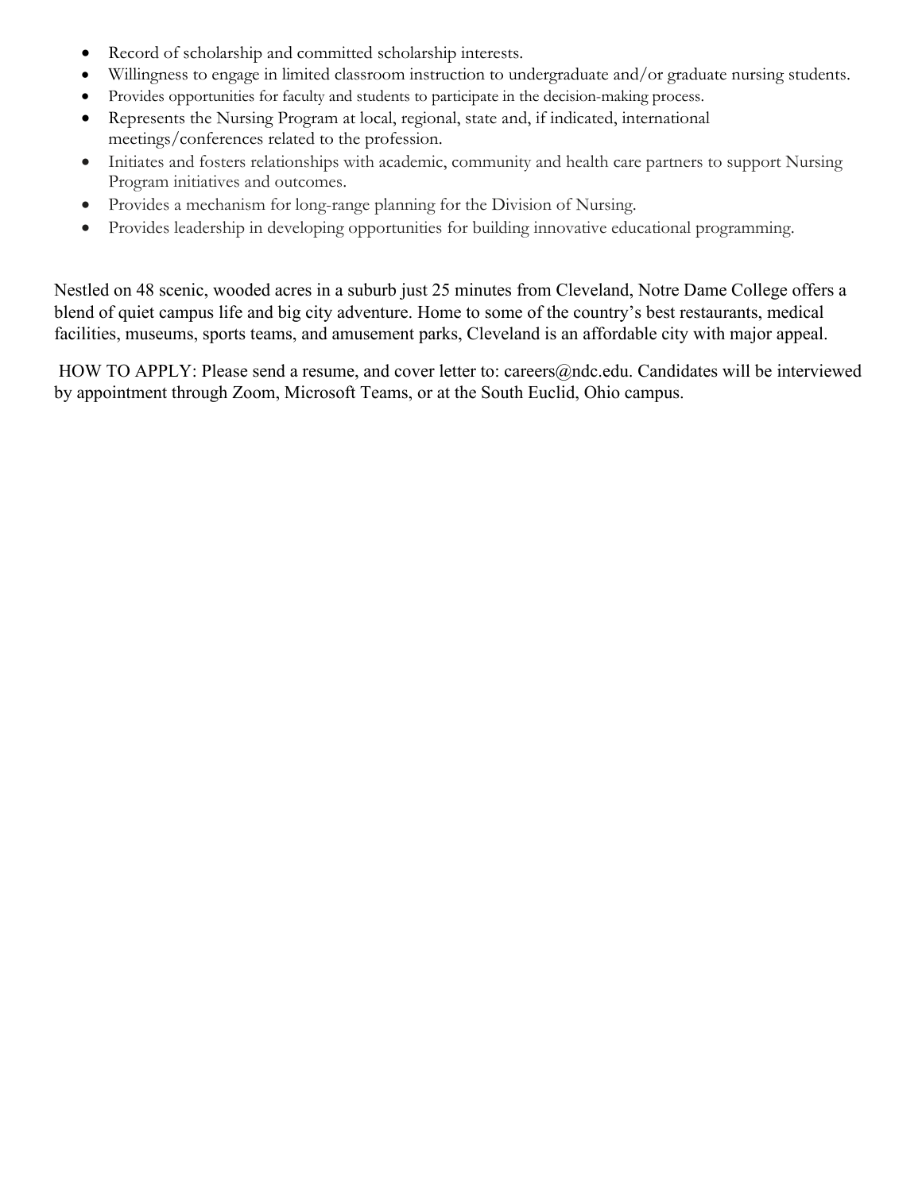- Record of scholarship and committed scholarship interests.
- Willingness to engage in limited classroom instruction to undergraduate and/or graduate nursing students.
- Provides opportunities for faculty and students to participate in the decision-making process.
- Represents the Nursing Program at local, regional, state and, if indicated, international meetings/conferences related to the profession.
- Initiates and fosters relationships with academic, community and health care partners to support Nursing Program initiatives and outcomes.
- Provides a mechanism for long-range planning for the Division of Nursing.
- Provides leadership in developing opportunities for building innovative educational programming.

Nestled on 48 scenic, wooded acres in a suburb just 25 minutes from Cleveland, Notre Dame College offers a blend of quiet campus life and big city adventure. Home to some of the country's best restaurants, medical facilities, museums, sports teams, and amusement parks, Cleveland is an affordable city with major appeal.

HOW TO APPLY: Please send a resume, and cover letter to: careers@ndc.edu. Candidates will be interviewed by appointment through Zoom, Microsoft Teams, or at the South Euclid, Ohio campus.